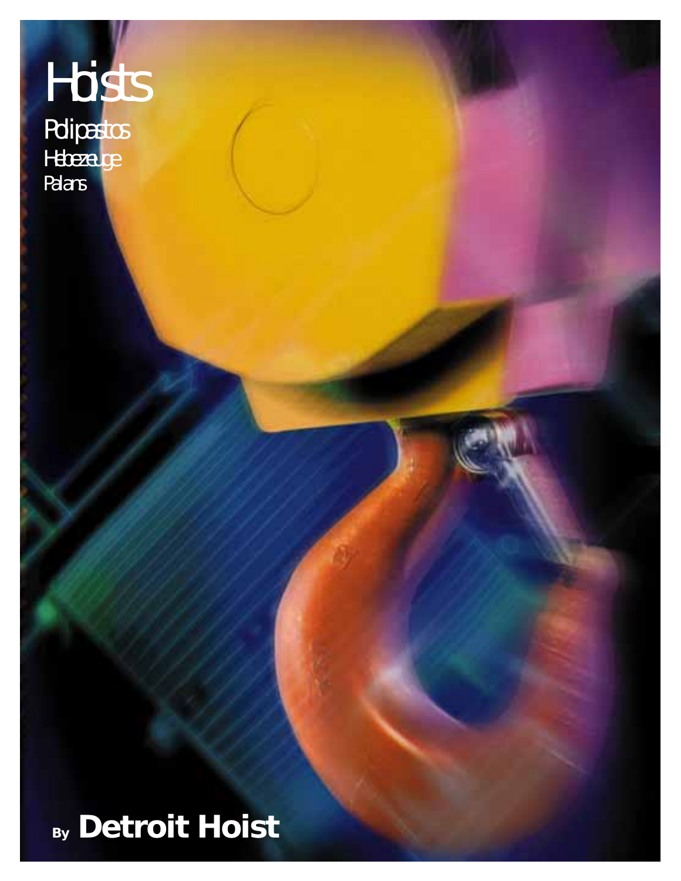# Hoists

## Polipastos

## Hebezeuge

## Palans

By **Detroit Hoist**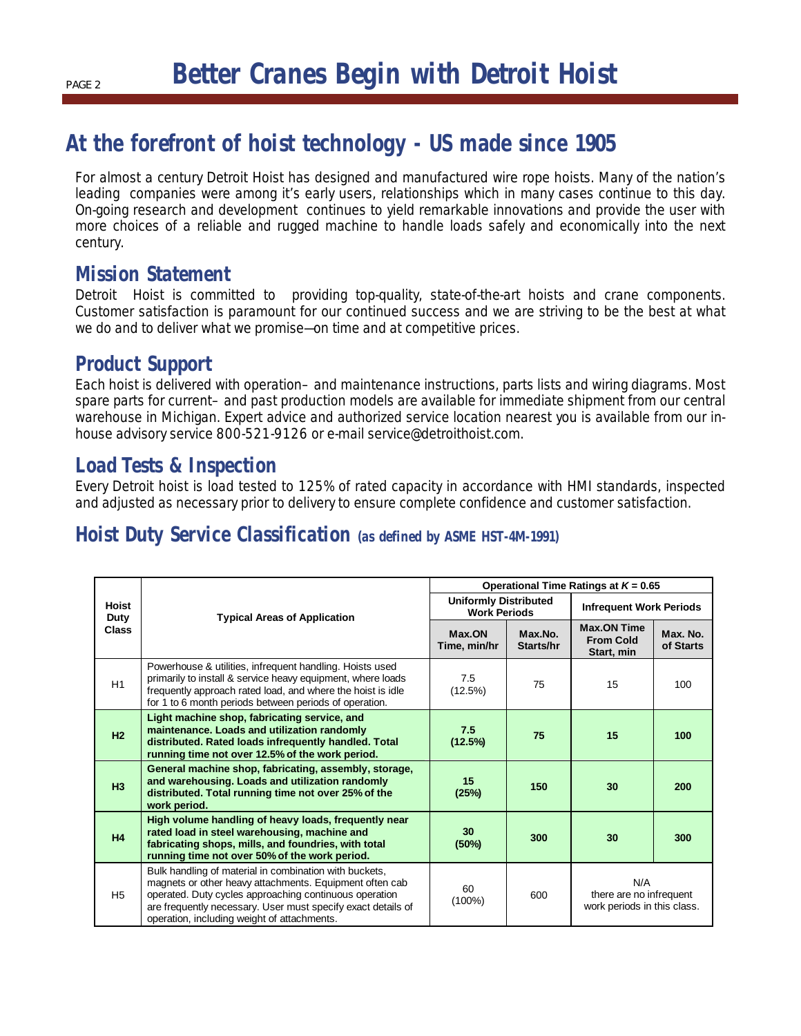# Better Cranes Begin with Detroit Hoist

## At the forefront of hoist technology - US made since 1905

For almost a century Detroit Hoist has designed and manufactured wire rope hoists. Many of the nation's leading companies were among it's early users, relationships which in many cases continue to this day. On-going research and development continues to yield remarkable innovations and provide the user with more choices of a reliable and rugged machine to handle loads safely and economically into the next century.

### Mission Statement

Detroit Hoist is committed to providing top-quality, state-of-the-art hoists and crane components. Customer satisfaction is paramount for our continued success and we are striving to be the best at what we do and to deliver what we promise—on time and at competitive prices.

### Product Support

Each hoist is delivered with operation– and maintenance instructions, parts lists and wiring diagrams. Most spare parts for current– and past production models are available for immediate shipment from our central warehouse in Michigan. Expert advice and authorized service location nearest you is available from our in-house advisory service 800-521-9126 or e-mail service@detroithoist.com.

### Load Tests & Inspection

Every Detroit hoist is load tested to 125% of rated capacity in accordance with HMI standards, inspected and adjusted as necessary prior to delivery to ensure complete confidence and customer satisfaction.

### Hoist Duty Service Classification (as defined by ASME HST-4M-1991)

| Hoist Duty Class | Typical Areas of Application | Operational Time Ratings at $K = 0.65$ | | | |
|---|---|---|---|---|---|
| | | Uniformly Distributed Work Periods | | Infrequent Work Periods | |
| | | Max.ON Time, min/hr | Max.No. Starts/hr | Max.ON Time From Cold Start, min | Max. No. of Starts |
| H1 | Powerhouse & utilities, infrequent handling. Hoists used primarily to install & service heavy equipment, where loads frequently approach rated load, and where the hoist is idle for 1 to 6 month periods between periods of operation. | 7.5 (12.5%) | 75 | 15 | 100 |
| **H2** | **Light machine shop, fabricating service, and maintenance. Loads and utilization randomly distributed. Rated loads infrequently handled. Total running time not over 12.5% of the work period.** | **7.5 (12.5%)** | **75** | **15** | **100** |
| **H3** | **General machine shop, fabricating, assembly, storage, and warehousing. Loads and utilization randomly distributed. Total running time not over 25% of the work period.** | **15 (25%)** | **150** | **30** | **200** |
| **H4** | **High volume handling of heavy loads, frequently near rated load in steel warehousing, machine and fabricating shops, mills, and foundries, with total running time not over 50% of the work period.** | **30 (50%)** | **300** | **30** | **300** |
| H5 | Bulk handling of material in combination with buckets, magnets or other heavy attachments. Equipment often cab operated. Duty cycles approaching continuous operation are frequently necessary. User must specify exact details of operation, including weight of attachments. | 60 (100%) | 600 | N/A there are no infrequent work periods in this class. | |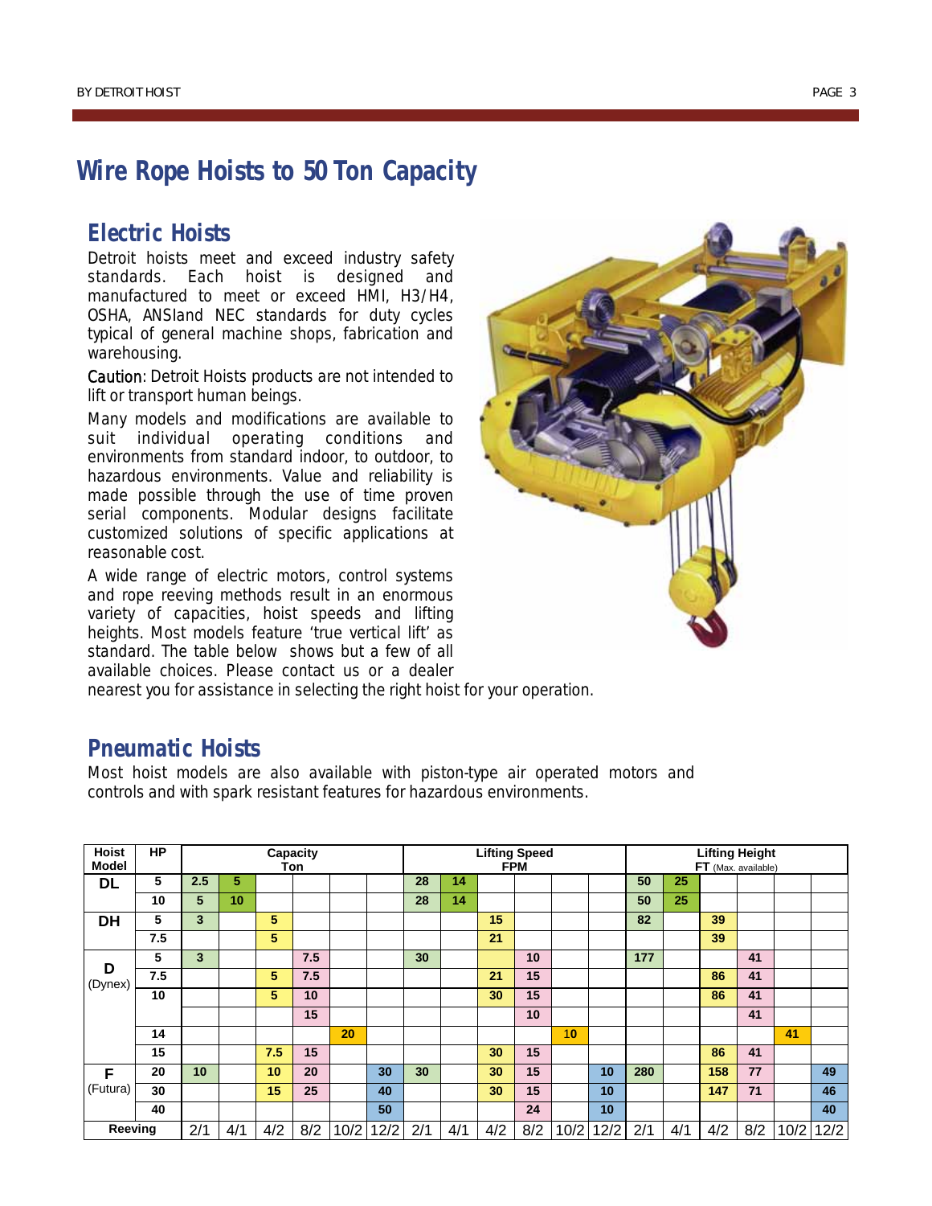# Wire Rope Hoists to 50 Ton Capacity

## Electric Hoists

Detroit hoists meet and exceed industry safety standards. Each hoist is designed and manufactured to meet or exceed HMI, H3/H4, OSHA, ANSIand NEC standards for duty cycles typical of general machine shops, fabrication and warehousing.

Caution: Detroit Hoists products are not intended to lift or transport human beings.

Many models and modifications are available to suit individual operating conditions and environments from standard indoor, to outdoor, to hazardous environments. Value and reliability is made possible through the use of time proven serial components. Modular designs facilitate customized solutions of specific applications at reasonable cost.

A wide range of electric motors, control systems and rope reeving methods result in an enormous variety of capacities, hoist speeds and lifting heights. Most models feature 'true vertical lift' as standard. The table below shows but a few of all available choices. Please contact us or a dealer nearest you for assistance in selecting the right hoist for your operation.

## Pneumatic Hoists

Most hoist models are also available with piston-type air operated motors and controls and with spark resistant features for hazardous environments.

| Hoist Model | HP | Capacity Ton | | | | | | Lifting Speed FPM | | | | | | Lifting Height FT (Max. available) | | | | | |
|---|---|---|---|---|---|---|---|---|---|---|---|---|---|---|---|---|---|---|---|
| DL | 5 | 2.5 | 5 | | | | | 28 | 14 | | | | | 50 | 25 | | | | |
| | 10 | 5 | 10 | | | | | 28 | 14 | | | | | 50 | 25 | | | | |
| DH | 5 | 3 | | 5 | | | | | | 15 | | | | 82 | | 39 | | | |
| | 7.5 | | | 5 | | | | | | 21 | | | | | | 39 | | | |
| D (Dynex) | 5 | 3 | | | 7.5 | | | 30 | | | 10 | | | 177 | | | 41 | | |
| | 7.5 | | | 5 | 7.5 | | | | | 21 | 15 | | | | | 86 | 41 | | |
| | 10 | | | 5 | 10 | | | | | 30 | 15 | | | | | 86 | 41 | | |
| | | | | | 15 | | | | | | 10 | | | | | | 41 | | |
| | 14 | | | | | 20 | | | | | | 10 | | | | | | 41 | |
| | 15 | | | 7.5 | 15 | | | | | 30 | 15 | | | | | 86 | 41 | | |
| F (Futura) | 20 | 10 | | 10 | 20 | | 30 | 30 | | 30 | 15 | | 10 | 280 | | 158 | 77 | | 49 |
| | 30 | | | 15 | 25 | | 40 | | | 30 | 15 | | 10 | | | 147 | 71 | | 46 |
| | 40 | | | | | | 50 | | | | 24 | | 10 | | | | | | 40 |
| Reeving | | 2/1 | 4/1 | 4/2 | 8/2 | 10/2 | 12/2 | 2/1 | 4/1 | 4/2 | 8/2 | 10/2 | 12/2 | 2/1 | 4/1 | 4/2 | 8/2 | 10/2 | 12/2 |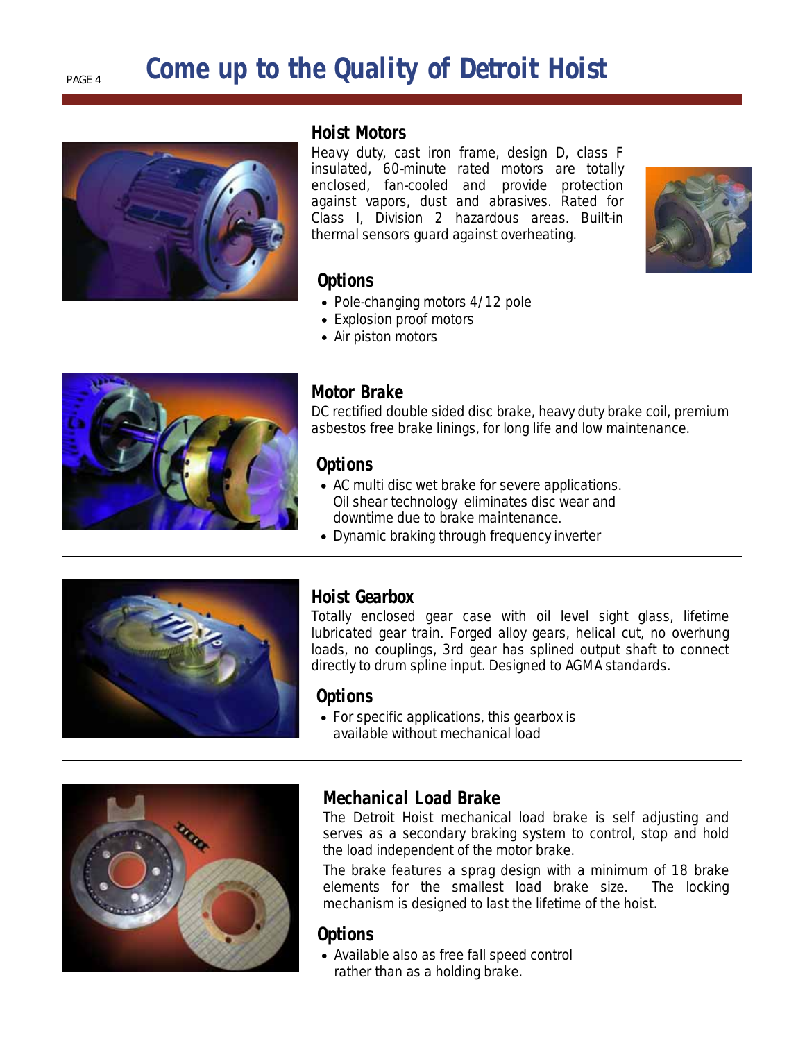# Come up to the Quality of Detroit Hoist

## Hoist Motors

Heavy duty, cast iron frame, design D, class F insulated, 60-minute rated motors are totally enclosed, fan-cooled and provide protection against vapors, dust and abrasives. Rated for Class I, Division 2 hazardous areas. Built-in thermal sensors guard against overheating.

### Options

- Pole-changing motors 4/12 pole
- Explosion proof motors
- Air piston motors

## Motor Brake

DC rectified double sided disc brake, heavy duty brake coil, premium asbestos free brake linings, for long life and low maintenance.

### Options

- AC multi disc wet brake for severe applications. Oil shear technology eliminates disc wear and downtime due to brake maintenance.
- Dynamic braking through frequency inverter

## Hoist Gearbox

Totally enclosed gear case with oil level sight glass, lifetime lubricated gear train. Forged alloy gears, helical cut, no overhung loads, no couplings, 3rd gear has splined output shaft to connect directly to drum spline input. Designed to AGMA standards.

### Options

- For specific applications, this gearbox is available without mechanical load

## Mechanical Load Brake

The Detroit Hoist mechanical load brake is self adjusting and serves as a secondary braking system to control, stop and hold the load independent of the motor brake.

The brake features a sprag design with a minimum of 18 brake elements for the smallest load brake size. The locking mechanism is designed to last the lifetime of the hoist.

### Options

- Available also as free fall speed control rather than as a holding brake.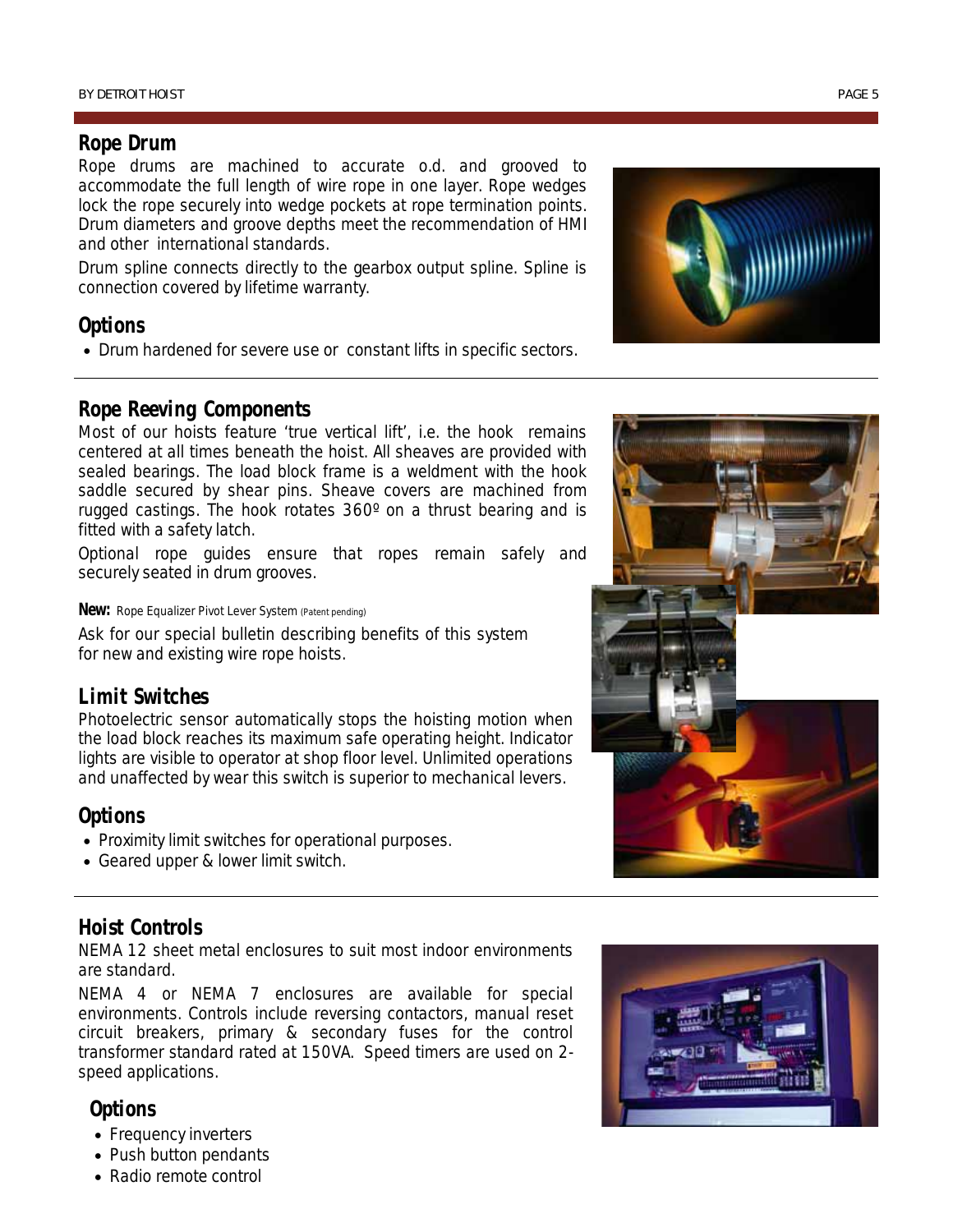## Rope Drum

Rope drums are machined to accurate o.d. and grooved to accommodate the full length of wire rope in one layer. Rope wedges lock the rope securely into wedge pockets at rope termination points. Drum diameters and groove depths meet the recommendation of HMI and other international standards.

Drum spline connects directly to the gearbox output spline. Spline is connection covered by lifetime warranty.

## Options

- Drum hardened for severe use or constant lifts in specific sectors.

## Rope Reeving Components

Most of our hoists feature 'true vertical lift', i.e. the hook remains centered at all times beneath the hoist. All sheaves are provided with sealed bearings. The load block frame is a weldment with the hook saddle secured by shear pins. Sheave covers are machined from rugged castings. The hook rotates 360º on a thrust bearing and is fitted with a safety latch.

Optional rope guides ensure that ropes remain safely and securely seated in drum grooves.

**New:** Rope Equalizer Pivot Lever System (Patent pending)

Ask for our special bulletin describing benefits of this system for new and existing wire rope hoists.

## Limit Switches

Photoelectric sensor automatically stops the hoisting motion when the load block reaches its maximum safe operating height. Indicator lights are visible to operator at shop floor level. Unlimited operations and unaffected by wear this switch is superior to mechanical levers.

## Options

- Proximity limit switches for operational purposes.
- Geared upper & lower limit switch.

## Hoist Controls

NEMA 12 sheet metal enclosures to suit most indoor environments are standard.

NEMA 4 or NEMA 7 enclosures are available for special environments. Controls include reversing contactors, manual reset circuit breakers, primary & secondary fuses for the control transformer standard rated at 150VA. Speed timers are used on 2-speed applications.

## Options

- Frequency inverters
- Push button pendants
- Radio remote control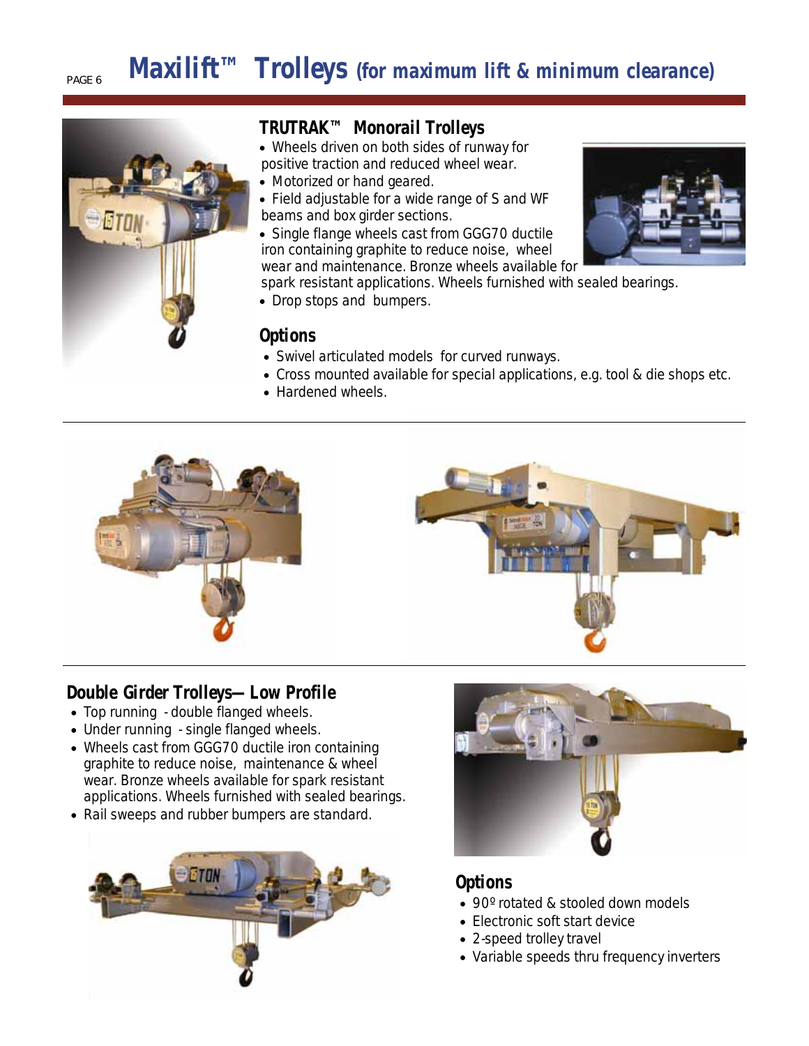# Maxilift™ Trolleys (for maximum lift & minimum clearance)

## TRUTRAK™ Monorail Trolleys

- Wheels driven on both sides of runway for positive traction and reduced wheel wear.
- Motorized or hand geared.
- Field adjustable for a wide range of S and WF beams and box girder sections.
- Single flange wheels cast from GGG70 ductile iron containing graphite to reduce noise, wheel wear and maintenance. Bronze wheels available for spark resistant applications. Wheels furnished with sealed bearings.
- Drop stops and bumpers.

### Options

- Swivel articulated models for curved runways.
- Cross mounted available for special applications, e.g. tool & die shops etc.
- Hardened wheels.

## Double Girder Trolleys—Low Profile

- Top running - double flanged wheels.
- Under running - single flanged wheels.
- Wheels cast from GGG70 ductile iron containing graphite to reduce noise, maintenance & wheel wear. Bronze wheels available for spark resistant applications. Wheels furnished with sealed bearings.
- Rail sweeps and rubber bumpers are standard.

### Options

- 90º rotated & stooled down models
- Electronic soft start device
- 2-speed trolley travel
- Variable speeds thru frequency inverters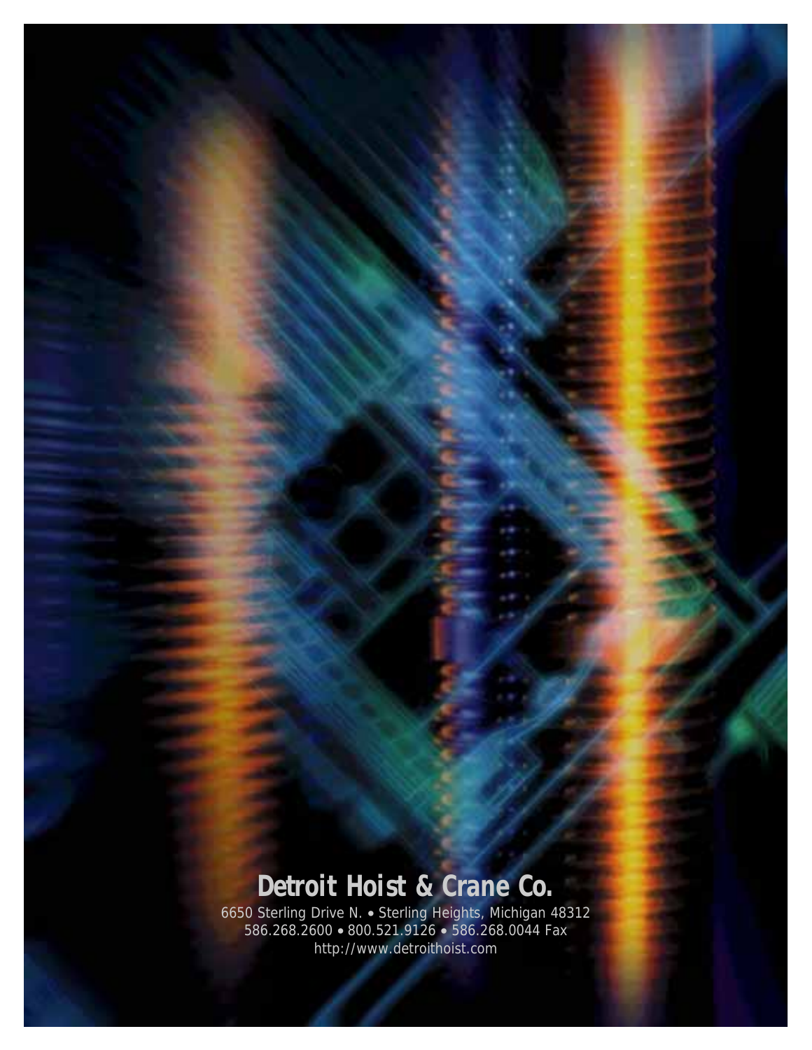**Detroit Hoist & Crane Co.**

6650 Sterling Drive N. • Sterling Heights, Michigan 48312
586.268.2600 • 800.521.9126 • 586.268.0044 Fax
http://www.detroithoist.com